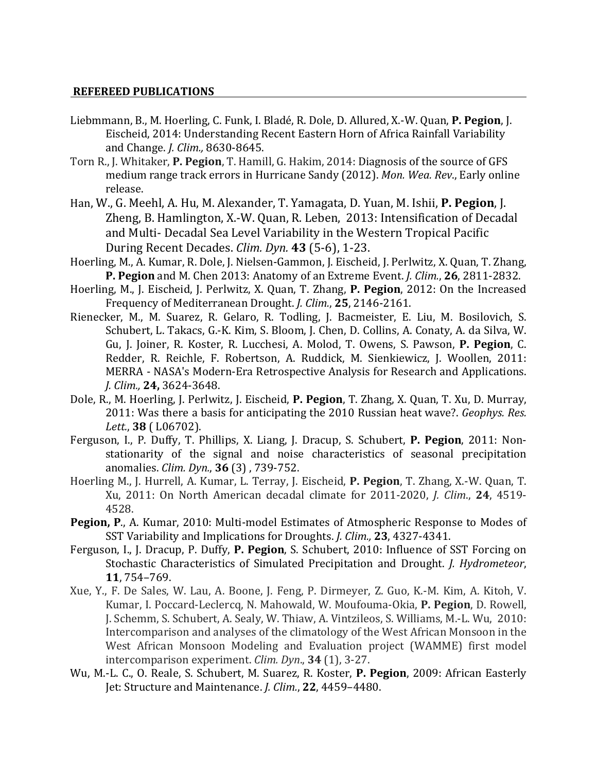## REFEREED PUBLICATIONS

Liebmmann, B., M. Hoerling, C. Funk, I. Bladé, R. Dole, D. Allured, X.-W. Quan, **P. Pegion**, J. Eischeid, 2014: Understanding Recent Eastern Horn of Africa Rainfall Variability and Change. *J. Clim.,* 8630-8645.

Torn R., J. Whitaker, **P. Pegion**, T. Hamill, G. Hakim, 2014: Diagnosis of the source of GFS medium range track errors in Hurricane Sandy (2012). *Mon. Wea. Rev*., Early online release.

Han, W., G. Meehl, A. Hu, M. Alexander, T. Yamagata, D. Yuan, M. Ishii, **P. Pegion**, J. Zheng, B. Hamlington, X.-W. Quan, R. Leben, 2013: Intensification of Decadal and Multi- Decadal Sea Level Variability in the Western Tropical Pacific During Recent Decades. *Clim. Dyn.* **43** (5-6), 1-23.

Hoerling, M., A. Kumar, R. Dole, J. Nielsen-Gammon, J. Eischeid, J. Perlwitz, X. Quan, T. Zhang, **P. Pegion** and M. Chen 2013: Anatomy of an Extreme Event. *J. Clim.*, **26**, 2811-2832.

Hoerling, M., J. Eischeid, J. Perlwitz, X. Quan, T. Zhang, **P. Pegion**, 2012: On the Increased Frequency of Mediterranean Drought. *J. Clim.*, **25**, 2146-2161.

Rienecker, M., M. Suarez, R. Gelaro, R. Todling, J. Bacmeister, E. Liu, M. Bosilovich, S. Schubert, L. Takacs, G.-K. Kim, S. Bloom, J. Chen, D. Collins, A. Conaty, A. da Silva, W. Gu, J. Joiner, R. Koster, R. Lucchesi, A. Molod, T. Owens, S. Pawson, **P. Pegion**, C. Redder, R. Reichle, F. Robertson, A. Ruddick, M. Sienkiewicz, J. Woollen, 2011: MERRA - NASA's Modern-Era Retrospective Analysis for Research and Applications. *J. Clim.,* **24,** 3624-3648.

Dole, R., M. Hoerling, J. Perlwitz, J. Eischeid, **P. Pegion**, T. Zhang, X. Quan, T. Xu, D. Murray, 2011: Was there a basis for anticipating the 2010 Russian heat wave?. *Geophys. Res. Lett.*, **38** ( L06702).

Ferguson, I., P. Duffy, T. Phillips, X. Liang, J. Dracup, S. Schubert, **P. Pegion**, 2011: Non-stationarity of the signal and noise characteristics of seasonal precipitation anomalies. *Clim. Dyn.*, **36** (3) , 739-752.

Hoerling M., J. Hurrell, A. Kumar, L. Terray, J. Eischeid, **P. Pegion**, T. Zhang, X.-W. Quan, T. Xu, 2011: On North American decadal climate for 2011-2020, *J. Clim*., **24**, 4519-4528.

**Pegion, P**., A. Kumar, 2010: Multi-model Estimates of Atmospheric Response to Modes of SST Variability and Implications for Droughts. *J. Clim.,* **23**, 4327-4341.

Ferguson, I., J. Dracup, P. Duffy, **P. Pegion**, S. Schubert, 2010: Influence of SST Forcing on Stochastic Characteristics of Simulated Precipitation and Drought. *J. Hydrometeor*, **11**, 754–769.

Xue, Y., F. De Sales, W. Lau, A. Boone, J. Feng, P. Dirmeyer, Z. Guo, K.-M. Kim, A. Kitoh, V. Kumar, I. Poccard-Leclercq, N. Mahowald, W. Moufouma-Okia, **P. Pegion**, D. Rowell, J. Schemm, S. Schubert, A. Sealy, W. Thiaw, A. Vintzileos, S. Williams, M.-L. Wu, 2010: Intercomparison and analyses of the climatology of the West African Monsoon in the West African Monsoon Modeling and Evaluation project (WAMME) first model intercomparison experiment. *Clim. Dyn*., **34** (1), 3-27.

Wu, M.-L. C., O. Reale, S. Schubert, M. Suarez, R. Koster, **P. Pegion**, 2009: African Easterly Jet: Structure and Maintenance. *J. Clim.*, **22**, 4459–4480.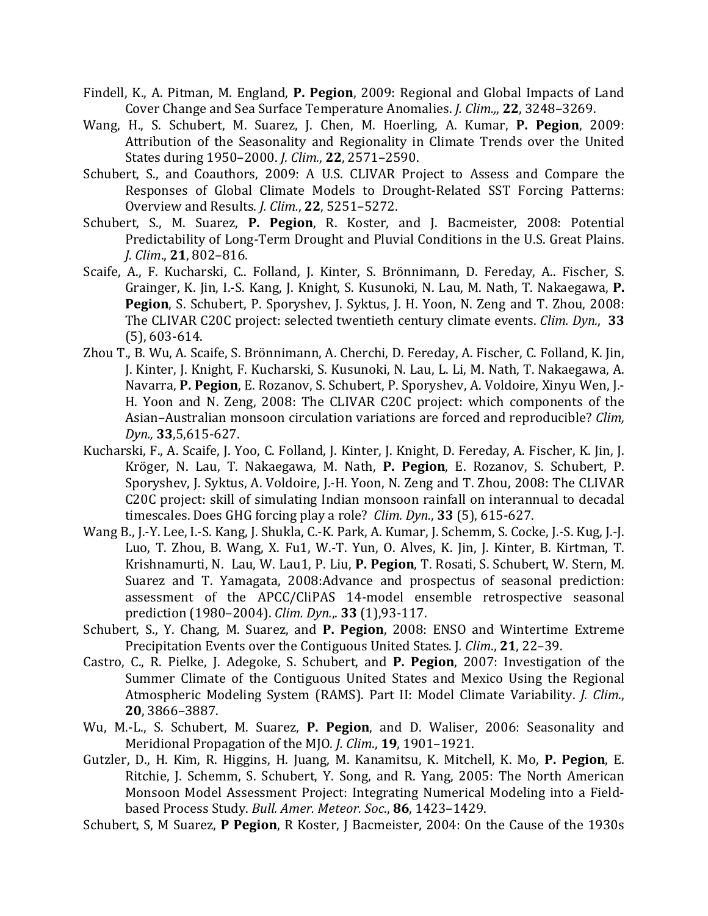Findell, K., A. Pitman, M. England, **P. Pegion**, 2009: Regional and Global Impacts of Land Cover Change and Sea Surface Temperature Anomalies. *J. Clim.,*, **22**, 3248–3269.

Wang, H., S. Schubert, M. Suarez, J. Chen, M. Hoerling, A. Kumar, **P. Pegion**, 2009: Attribution of the Seasonality and Regionality in Climate Trends over the United States during 1950–2000. *J. Clim.*, **22**, 2571–2590.

Schubert, S., and Coauthors, 2009: A U.S. CLIVAR Project to Assess and Compare the Responses of Global Climate Models to Drought-Related SST Forcing Patterns: Overview and Results. *J. Clim.*, **22**, 5251–5272.

Schubert, S., M. Suarez, **P. Pegion**, R. Koster, and J. Bacmeister, 2008: Potential Predictability of Long-Term Drought and Pluvial Conditions in the U.S. Great Plains. *J. Clim*., **21**, 802–816.

Scaife, A., F. Kucharski, C.. Folland, J. Kinter, S. Brönnimann, D. Fereday, A.. Fischer, S. Grainger, K. Jin, I.-S. Kang, J. Knight, S. Kusunoki, N. Lau, M. Nath, T. Nakaegawa, **P. Pegion**, S. Schubert, P. Sporyshev, J. Syktus, J. H. Yoon, N. Zeng and T. Zhou, 2008: The CLIVAR C20C project: selected twentieth century climate events. *Clim. Dyn.*, **33** (5), 603-614.

Zhou T., B. Wu, A. Scaife, S. Brönnimann, A. Cherchi, D. Fereday, A. Fischer, C. Folland, K. Jin, J. Kinter, J. Knight, F. Kucharski, S. Kusunoki, N. Lau, L. Li, M. Nath, T. Nakaegawa, A. Navarra, **P. Pegion**, E. Rozanov, S. Schubert, P. Sporyshev, A. Voldoire, Xinyu Wen, J.-H. Yoon and N. Zeng, 2008: The CLIVAR C20C project: which components of the Asian–Australian monsoon circulation variations are forced and reproducible? *Clim, Dyn.,* **33**,5,615-627.

Kucharski, F., A. Scaife, J. Yoo, C. Folland, J. Kinter, J. Knight, D. Fereday, A. Fischer, K. Jin, J. Kröger, N. Lau, T. Nakaegawa, M. Nath, **P. Pegion**, E. Rozanov, S. Schubert, P. Sporyshev, J. Syktus, A. Voldoire, J.-H. Yoon, N. Zeng and T. Zhou, 2008: The CLIVAR C20C project: skill of simulating Indian monsoon rainfall on interannual to decadal timescales. Does GHG forcing play a role? *Clim. Dyn.*, **33** (5), 615-627.

Wang B., J.-Y. Lee, I.-S. Kang, J. Shukla, C.-K. Park, A. Kumar, J. Schemm, S. Cocke, J.-S. Kug, J.-J. Luo, T. Zhou, B. Wang, X. Fu1, W.-T. Yun, O. Alves, K. Jin, J. Kinter, B. Kirtman, T. Krishnamurti, N. Lau, W. Lau1, P. Liu, **P. Pegion**, T. Rosati, S. Schubert, W. Stern, M. Suarez and T. Yamagata, 2008:Advance and prospectus of seasonal prediction: assessment of the APCC/CliPAS 14-model ensemble retrospective seasonal prediction (1980–2004). *Clim. Dyn.,*. **33** (1),93-117.

Schubert, S., Y. Chang, M. Suarez, and **P. Pegion**, 2008: ENSO and Wintertime Extreme Precipitation Events over the Contiguous United States. J*. Clim*., **21**, 22–39.

Castro, C., R. Pielke, J. Adegoke, S. Schubert, and **P. Pegion**, 2007: Investigation of the Summer Climate of the Contiguous United States and Mexico Using the Regional Atmospheric Modeling System (RAMS). Part II: Model Climate Variability. *J. Clim*., **20**, 3866–3887.

Wu, M.-L., S. Schubert, M. Suarez, **P. Pegion**, and D. Waliser, 2006: Seasonality and Meridional Propagation of the MJO*. J. Clim*., **19**, 1901–1921.

Gutzler, D., H. Kim, R. Higgins, H. Juang, M. Kanamitsu, K. Mitchell, K. Mo, **P. Pegion**, E. Ritchie, J. Schemm, S. Schubert, Y. Song, and R. Yang, 2005: The North American Monsoon Model Assessment Project: Integrating Numerical Modeling into a Field-based Process Study. *Bull. Amer. Meteor. Soc*., **86**, 1423–1429.

Schubert, S, M Suarez, **P Pegion**, R Koster, J Bacmeister, 2004: On the Cause of the 1930s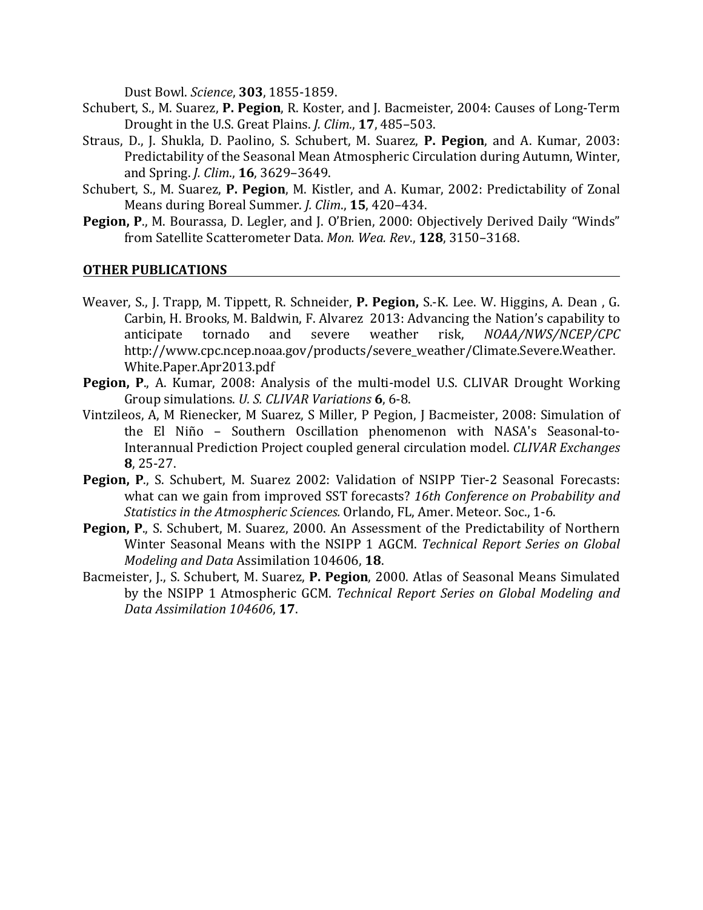Dust Bowl. *Science*, **303**, 1855-1859.

Schubert, S., M. Suarez, **P. Pegion**, R. Koster, and J. Bacmeister, 2004: Causes of Long-Term Drought in the U.S. Great Plains. *J. Clim.*, **17**, 485–503.

Straus, D., J. Shukla, D. Paolino, S. Schubert, M. Suarez, **P. Pegion**, and A. Kumar, 2003: Predictability of the Seasonal Mean Atmospheric Circulation during Autumn, Winter, and Spring. *J. Clim.*, **16**, 3629–3649.

Schubert, S., M. Suarez, **P. Pegion**, M. Kistler, and A. Kumar, 2002: Predictability of Zonal Means during Boreal Summer. *J. Clim.*, **15**, 420–434.

**Pegion, P**., M. Bourassa, D. Legler, and J. O'Brien, 2000: Objectively Derived Daily "Winds" from Satellite Scatterometer Data. *Mon. Wea. Rev.*, **128**, 3150–3168.

## OTHER PUBLICATIONS

Weaver, S., J. Trapp, M. Tippett, R. Schneider, **P. Pegion,** S.-K. Lee. W. Higgins, A. Dean , G. Carbin, H. Brooks, M. Baldwin, F. Alvarez 2013: Advancing the Nation's capability to anticipate tornado and severe weather risk, *NOAA/NWS/NCEP/CPC* http://www.cpc.ncep.noaa.gov/products/severe_weather/Climate.Severe.Weather.White.Paper.Apr2013.pdf

**Pegion, P**., A. Kumar, 2008: Analysis of the multi-model U.S. CLIVAR Drought Working Group simulations. *U. S. CLIVAR Variations* **6**, 6-8.

Vintzileos, A, M Rienecker, M Suarez, S Miller, P Pegion, J Bacmeister, 2008: Simulation of the El Niño – Southern Oscillation phenomenon with NASA's Seasonal-to-Interannual Prediction Project coupled general circulation model. *CLIVAR Exchanges* **8**, 25-27.

**Pegion, P**., S. Schubert, M. Suarez 2002: Validation of NSIPP Tier-2 Seasonal Forecasts: what can we gain from improved SST forecasts? *16th Conference on Probability and Statistics in the Atmospheric Sciences.* Orlando, FL, Amer. Meteor. Soc., 1-6.

**Pegion, P**., S. Schubert, M. Suarez, 2000. An Assessment of the Predictability of Northern Winter Seasonal Means with the NSIPP 1 AGCM. *Technical Report Series on Global Modeling and Data* Assimilation 104606, **18**.

Bacmeister, J., S. Schubert, M. Suarez, **P. Pegion**, 2000. Atlas of Seasonal Means Simulated by the NSIPP 1 Atmospheric GCM. *Technical Report Series on Global Modeling and Data Assimilation 104606*, **17**.